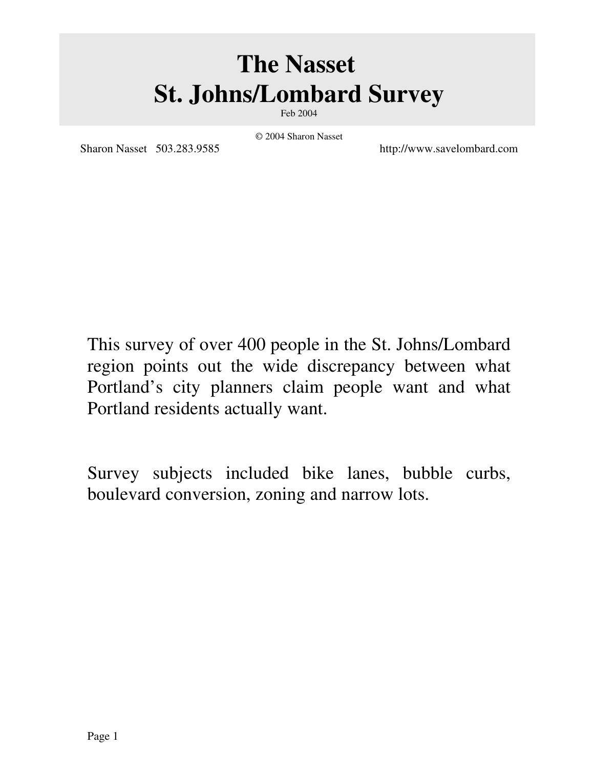# The Nasset St. Johns/Lombard Survey

Feb 2004

© 2004 Sharon Nasset

Sharon Nasset 503.283.9585 http://www.savelombard.com

This survey of over 400 people in the St. Johns/Lombard region points out the wide discrepancy between what Portland's city planners claim people want and what Portland residents actually want.

Survey subjects included bike lanes, bubble curbs, boulevard conversion, zoning and narrow lots.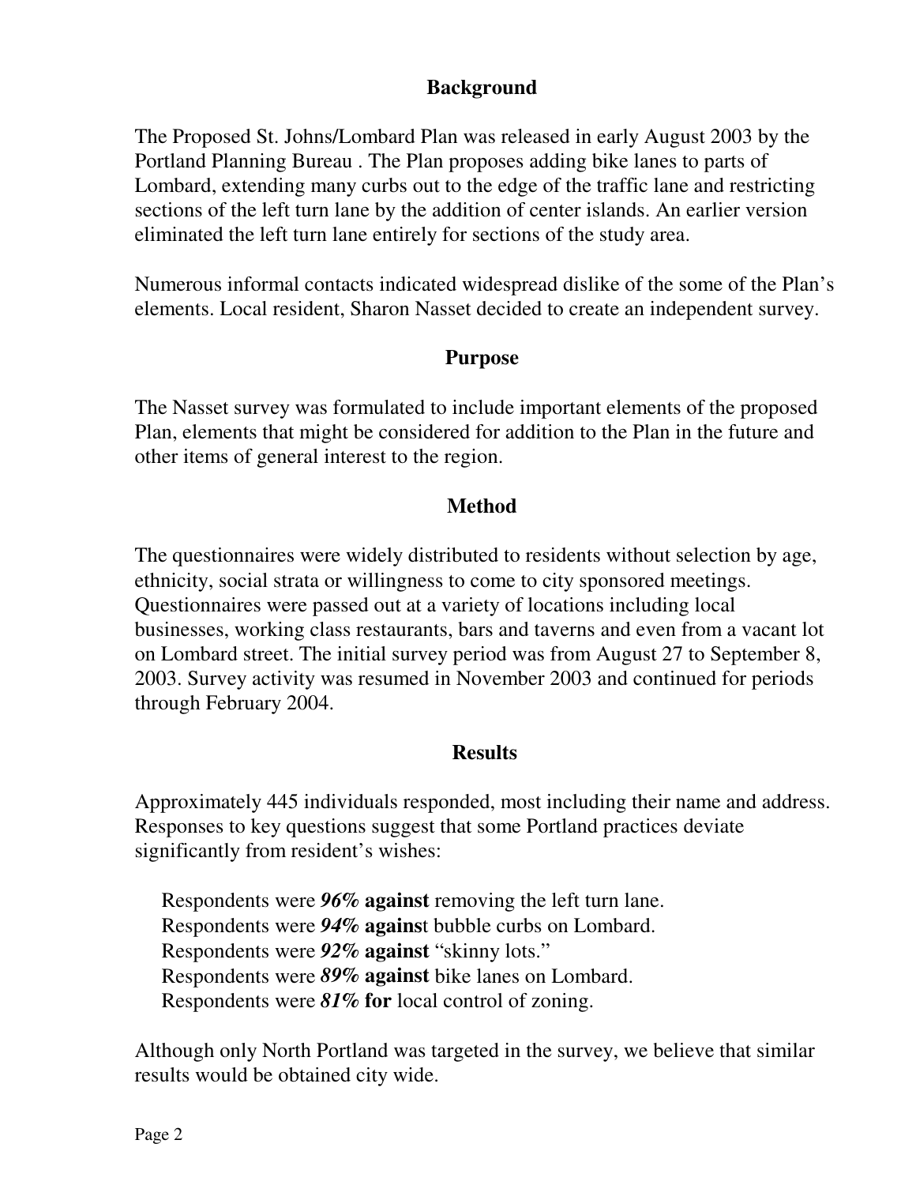## Background

The Proposed St. Johns/Lombard Plan was released in early August 2003 by the Portland Planning Bureau . The Plan proposes adding bike lanes to parts of Lombard, extending many curbs out to the edge of the traffic lane and restricting sections of the left turn lane by the addition of center islands. An earlier version eliminated the left turn lane entirely for sections of the study area.

Numerous informal contacts indicated widespread dislike of the some of the Plan's elements. Local resident, Sharon Nasset decided to create an independent survey.

## Purpose

The Nasset survey was formulated to include important elements of the proposed Plan, elements that might be considered for addition to the Plan in the future and other items of general interest to the region.

## Method

The questionnaires were widely distributed to residents without selection by age, ethnicity, social strata or willingness to come to city sponsored meetings. Questionnaires were passed out at a variety of locations including local businesses, working class restaurants, bars and taverns and even from a vacant lot on Lombard street. The initial survey period was from August 27 to September 8, 2003. Survey activity was resumed in November 2003 and continued for periods through February 2004.

## Results

Approximately 445 individuals responded, most including their name and address. Responses to key questions suggest that some Portland practices deviate significantly from resident's wishes:

Respondents were ***96%*** **against** removing the left turn lane.
Respondents were ***94%*** **agains**t bubble curbs on Lombard.
Respondents were ***92%*** **against** "skinny lots."
Respondents were ***89%*** **against** bike lanes on Lombard.
Respondents were ***81%*** **for** local control of zoning.

Although only North Portland was targeted in the survey, we believe that similar results would be obtained city wide.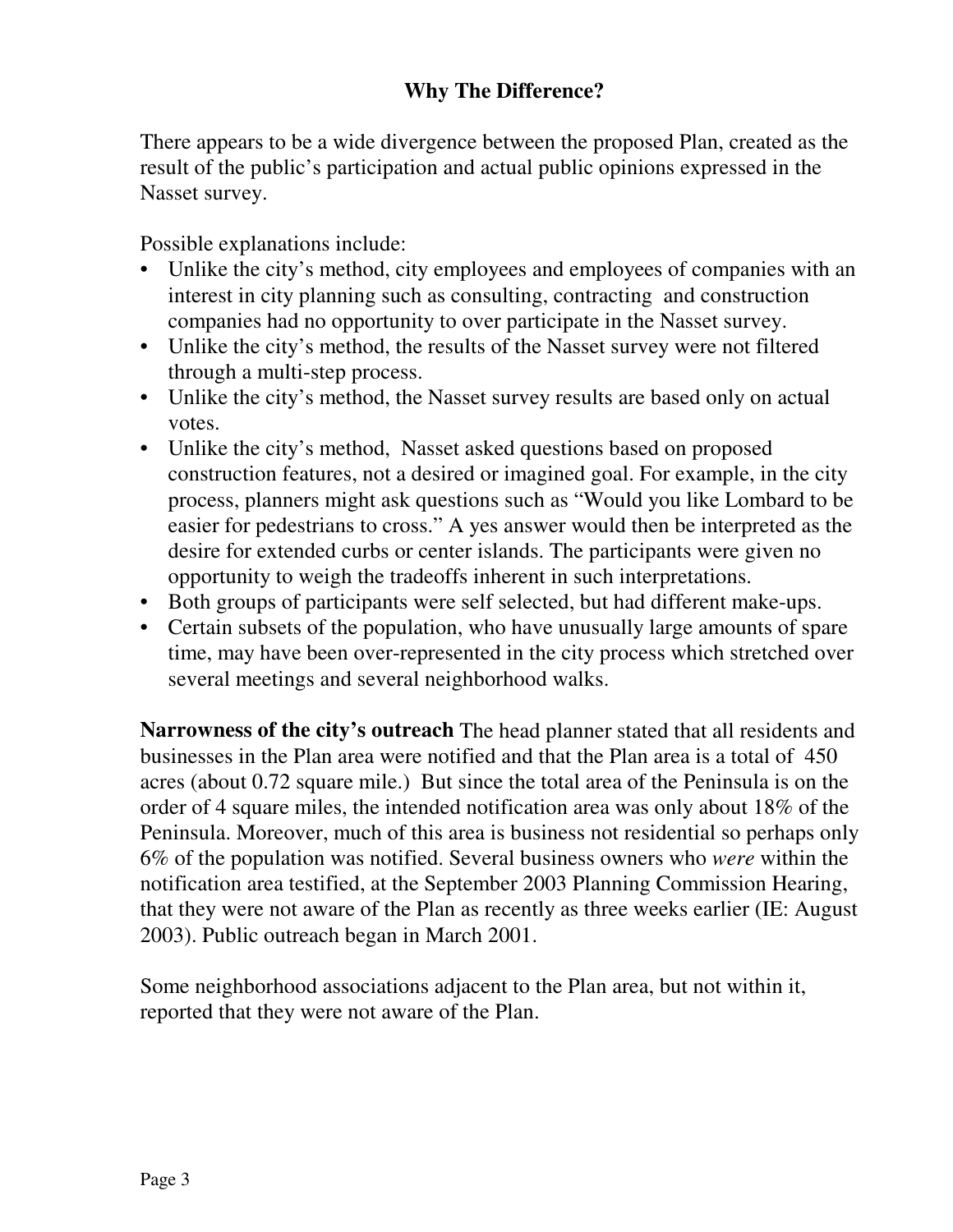## Why The Difference?

There appears to be a wide divergence between the proposed Plan, created as the result of the public's participation and actual public opinions expressed in the Nasset survey.

Possible explanations include:

- Unlike the city's method, city employees and employees of companies with an interest in city planning such as consulting, contracting and construction companies had no opportunity to over participate in the Nasset survey.
- Unlike the city's method, the results of the Nasset survey were not filtered through a multi-step process.
- Unlike the city's method, the Nasset survey results are based only on actual votes.
- Unlike the city's method, Nasset asked questions based on proposed construction features, not a desired or imagined goal. For example, in the city process, planners might ask questions such as "Would you like Lombard to be easier for pedestrians to cross." A yes answer would then be interpreted as the desire for extended curbs or center islands. The participants were given no opportunity to weigh the tradeoffs inherent in such interpretations.
- Both groups of participants were self selected, but had different make-ups.
- Certain subsets of the population, who have unusually large amounts of spare time, may have been over-represented in the city process which stretched over several meetings and several neighborhood walks.

**Narrowness of the city's outreach** The head planner stated that all residents and businesses in the Plan area were notified and that the Plan area is a total of 450 acres (about 0.72 square mile.) But since the total area of the Peninsula is on the order of 4 square miles, the intended notification area was only about 18% of the Peninsula. Moreover, much of this area is business not residential so perhaps only 6% of the population was notified. Several business owners who *were* within the notification area testified, at the September 2003 Planning Commission Hearing, that they were not aware of the Plan as recently as three weeks earlier (IE: August 2003). Public outreach began in March 2001.

Some neighborhood associations adjacent to the Plan area, but not within it, reported that they were not aware of the Plan.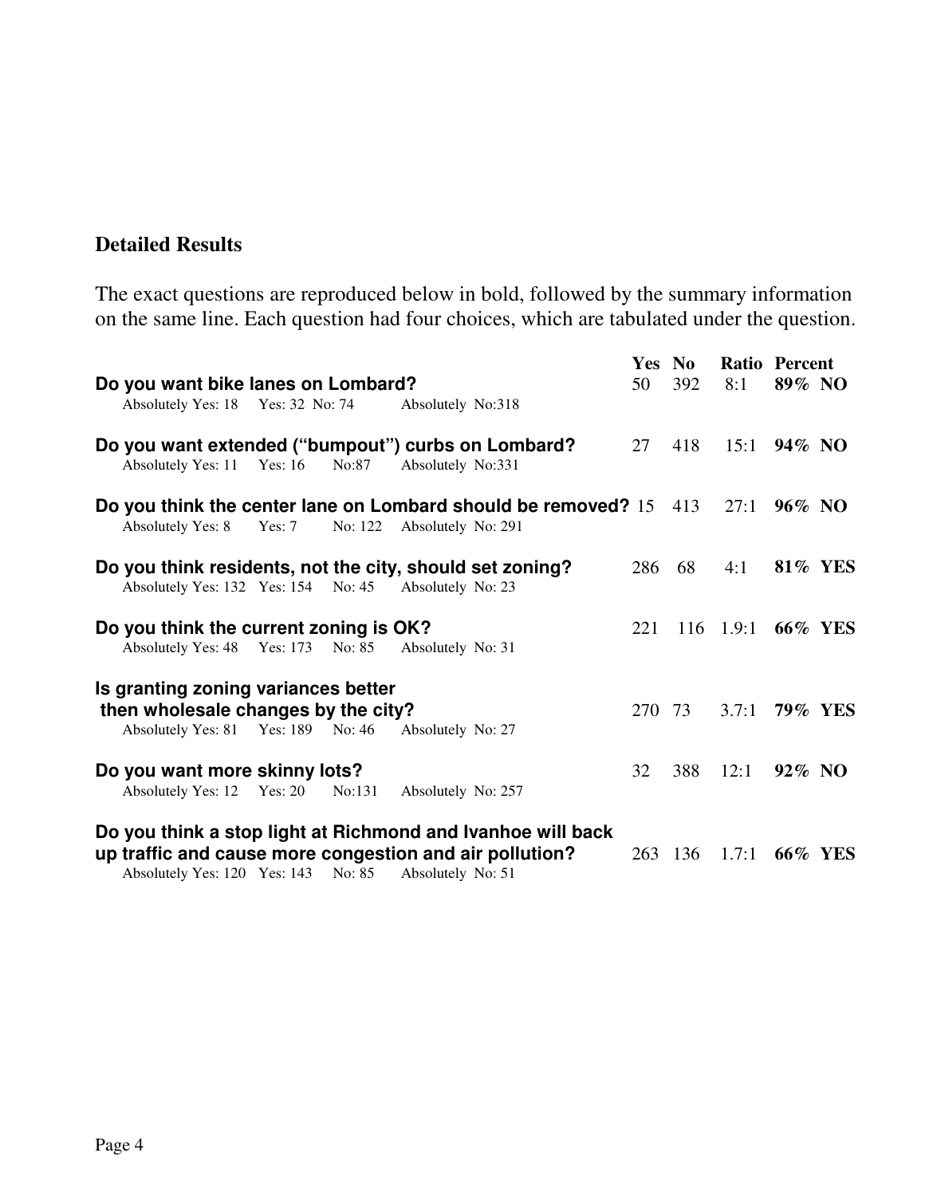**Detailed Results**

The exact questions are reproduced below in bold, followed by the summary information on the same line. Each question had four choices, which are tabulated under the question.

| Question | Yes | No | Ratio | Percent |
|---|---|---|---|---|
| **Do you want bike lanes on Lombard?**<br>Absolutely Yes: 18 Yes: 32 No: 74 Absolutely No:318 | 50 | 392 | 8:1 | **89% NO** |
| **Do you want extended ("bumpout") curbs on Lombard?**<br>Absolutely Yes: 11 Yes: 16 No:87 Absolutely No:331 | 27 | 418 | 15:1 | **94% NO** |
| **Do you think the center lane on Lombard should be removed?**<br>Absolutely Yes: 8 Yes: 7 No: 122 Absolutely No: 291 | 15 | 413 | 27:1 | **96% NO** |
| **Do you think residents, not the city, should set zoning?**<br>Absolutely Yes: 132 Yes: 154 No: 45 Absolutely No: 23 | 286 | 68 | 4:1 | **81% YES** |
| **Do you think the current zoning is OK?**<br>Absolutely Yes: 48 Yes: 173 No: 85 Absolutely No: 31 | 221 | 116 | 1.9:1 | **66% YES** |
| **Is granting zoning variances better then wholesale changes by the city?**<br>Absolutely Yes: 81 Yes: 189 No: 46 Absolutely No: 27 | 270 | 73 | 3.7:1 | **79% YES** |
| **Do you want more skinny lots?**<br>Absolutely Yes: 12 Yes: 20 No:131 Absolutely No: 257 | 32 | 388 | 12:1 | **92% NO** |
| **Do you think a stop light at Richmond and Ivanhoe will back up traffic and cause more congestion and air pollution?**<br>Absolutely Yes: 120 Yes: 143 No: 85 Absolutely No: 51 | 263 | 136 | 1.7:1 | **66% YES** |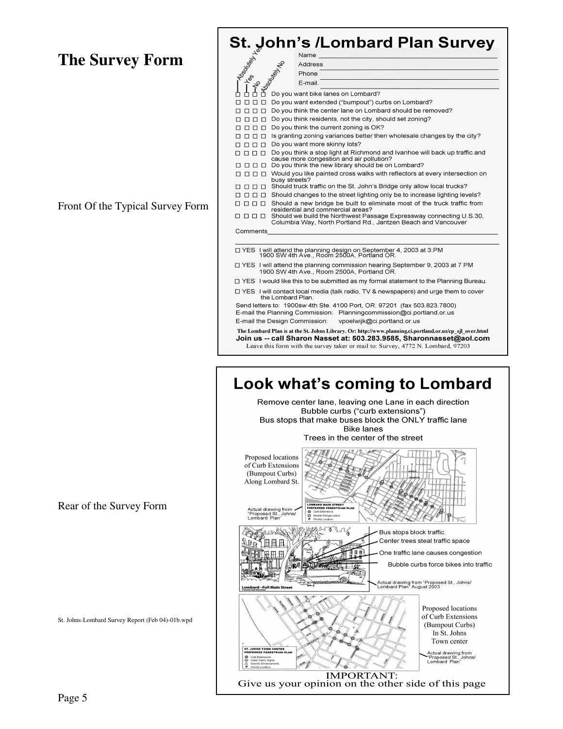# The Survey Form

Front Of the Typical Survey Form

## St. John's /Lombard Plan Survey

Name ______________________

Address ______________________

Phone ______________________

E-mail. ______________________

Absolutely Yes / Yes / No / Absolutely No

- ☐ ☐ ☐ ☐ Do you want bike lanes on Lombard?
- ☐ ☐ ☐ ☐ Do you want extended ("bumpout") curbs on Lombard?
- ☐ ☐ ☐ ☐ Do you think the center lane on Lombard should be removed?
- ☐ ☐ ☐ ☐ Do you think residents, not the city, should set zoning?
- ☐ ☐ ☐ ☐ Do you think the current zoning is OK?
- ☐ ☐ ☐ ☐ Is granting zoning variances better then wholesale changes by the city?
- ☐ ☐ ☐ ☐ Do you want more skinny lots?
- ☐ ☐ ☐ ☐ Do you think a stop light at Richmond and Ivanhoe will back up traffic and cause more congestion and air pollution?
- ☐ ☐ ☐ ☐ Do you think the new library should be on Lombard?
- ☐ ☐ ☐ ☐ Would you like painted cross walks with reflectors at every intersection on busy streets?
- ☐ ☐ ☐ ☐ Should truck traffic on the St. John's Bridge only allow local trucks?
- ☐ ☐ ☐ ☐ Should changes to the street lighting only be to increase lighting levels?
- ☐ ☐ ☐ ☐ Should a new bridge be built to eliminate most of the truck traffic from residential and commercial areas?
- ☐ ☐ ☐ ☐ Should we build the Northwest Passage Expressway connecting U.S.30, Columbia Way, North Portland Rd., Jantzen Beach and Vancouver

Comments______________________

- ☐ YES I will attend the planning design on September 4, 2003 at 3:PM 1900 SW 4th Ave., Room 2500A, Portland OR.
- ☐ YES I will attend the planning commission hearing September 9, 2003 at 7 PM 1900 SW 4th Ave., Room 2500A, Portland OR.
- ☐ YES I would like this to be submitted as my formal statement to the Planning Bureau.
- ☐ YES I will contact local media (talk radio, TV & newspapers) and urge them to cover the Lombard Plan.

Send letters to: 1900sw 4th Ste. 4100 Port, OR. 97201 (fax 503.823.7800)

E-mail the Planning Commission: Planningcommission@ci.portland.or.us

E-mail the Design Commission: vpoelwijk@ci.portland.or.us

**The Lombard Plan is at the St. Johns Library. Or: http://www.planning.ci.portland.or.us/cp_sjl_over.html**

**Join us -- call Sharon Nasset at: 503.283.9585, Sharonnasset@aol.com**

Leave this form with the survey taker or mail to: Survey, 4772 N. Lombard, 97203

Rear of the Survey Form

## Look what's coming to Lombard

Remove center lane, leaving one Lane in each direction
Bubble curbs ("curb extensions")
Bus stops that make buses block the ONLY traffic lane
Bike lanes
Trees in the center of the street

Proposed locations of Curb Extensions (Bumpout Curbs) Along Lombard St.

Actual drawing from "Proposed St., Johns/ Lombard Plan"

LOMBARD MAIN STREET PREFERRED PEDESTRIAN PLAN
Curb Extensions
Median Refuge Island
P Priority Location

Bus stops block traffic
Center trees steal traffic space
One traffic lane causes congestion
Bubble curbs force bikes into traffic

Lombard –Full Main Street

Actual drawing from "Proposed St., Johns/ Lombard Plan" August 2003

Proposed locations of Curb Extensions (Bumpout Curbs) In St. Johns Town center

ST. JOHNS TOWN CENTER PREFERRED PEDESTRIAN PLAN
Curb Extensions
Install Traffic Signal
Specific Enhancements
P Priority Location

Actual drawing from "Proposed St., Johns/ Lombard Plan"

IMPORTANT:
Give us your opinion on the other side of this page

St. Johns-Lombard Survey Report (Feb 04)-01b.wpd